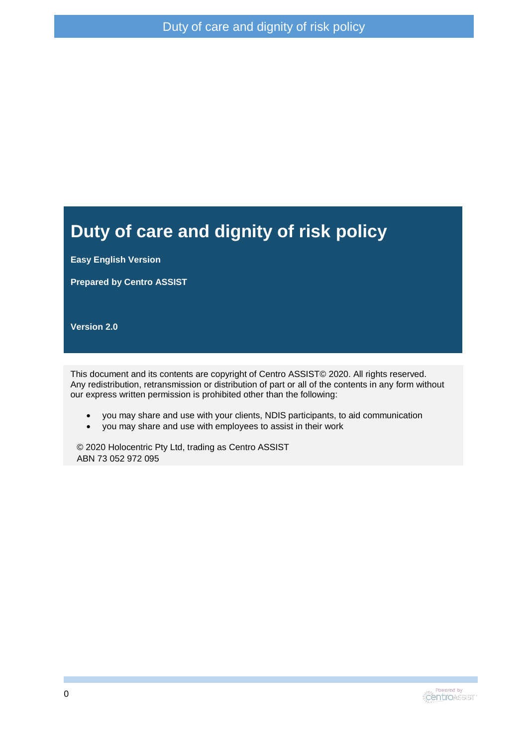# Duty of care and dignity of risk policy

**Easy English Version**

**Prepared by Centro ASSIST**

**Version 2.0**

This document and its contents are copyright of Centro ASSIST© 2020. All rights reserved. Any redistribution, retransmission or distribution of part or all of the contents in any form without our express written permission is prohibited other than the following:

- you may share and use with your clients, NDIS participants, to aid communication
- you may share and use with employees to assist in their work

© 2020 Holocentric Pty Ltd, trading as Centro ASSIST
ABN 73 052 972 095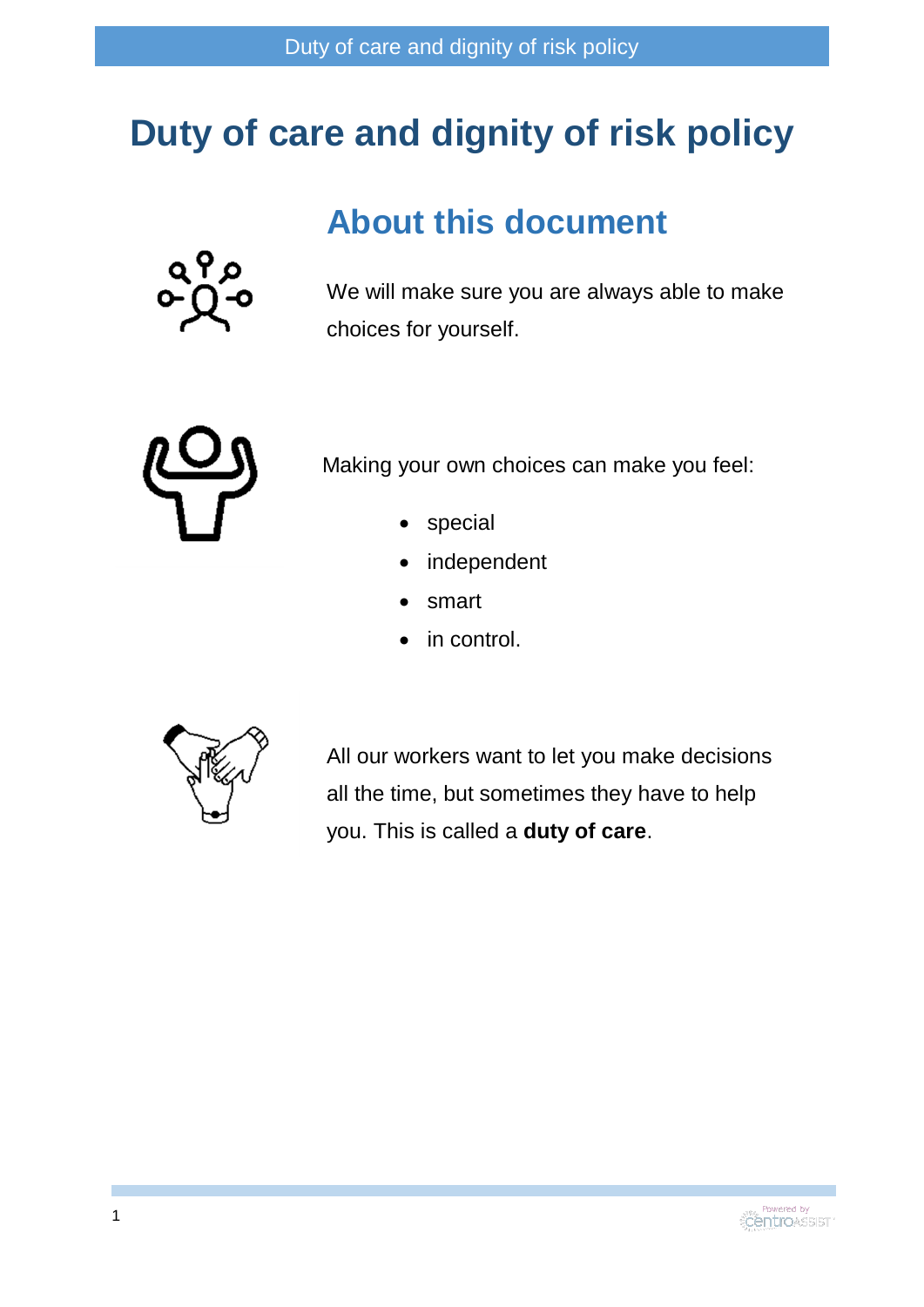# Duty of care and dignity of risk policy

## About this document

We will make sure you are always able to make choices for yourself.

Making your own choices can make you feel:

- special
- independent
- smart
- in control.

All our workers want to let you make decisions all the time, but sometimes they have to help you. This is called a **duty of care**.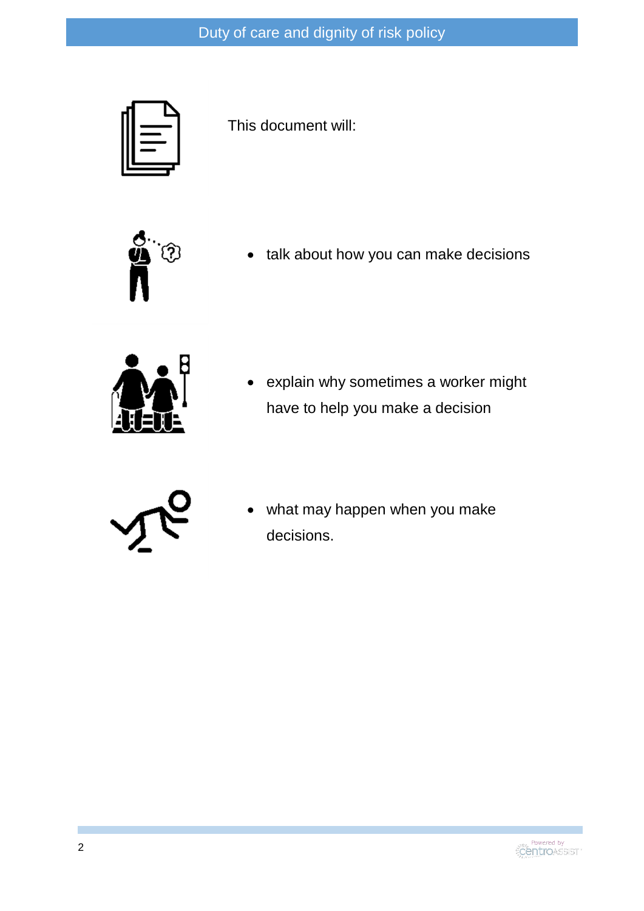This document will:

- talk about how you can make decisions
- explain why sometimes a worker might have to help you make a decision
- what may happen when you make decisions.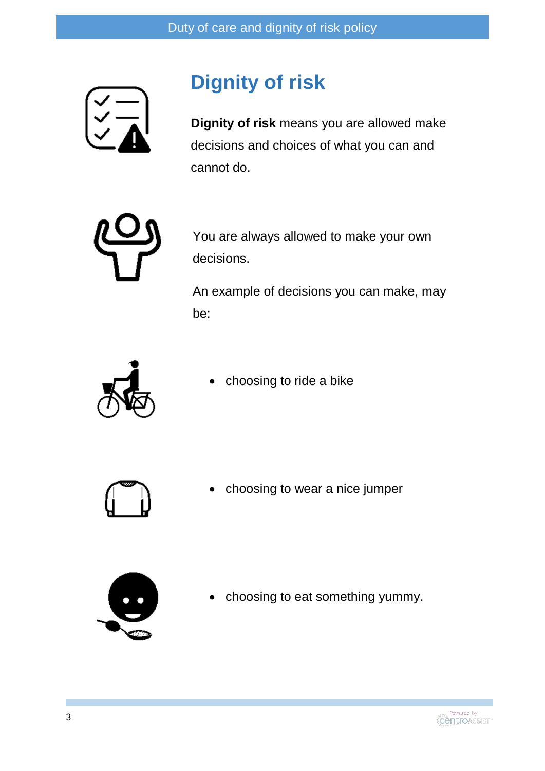# Dignity of risk

**Dignity of risk** means you are allowed make decisions and choices of what you can and cannot do.

You are always allowed to make your own decisions.

An example of decisions you can make, may be:

- choosing to ride a bike
- choosing to wear a nice jumper
- choosing to eat something yummy.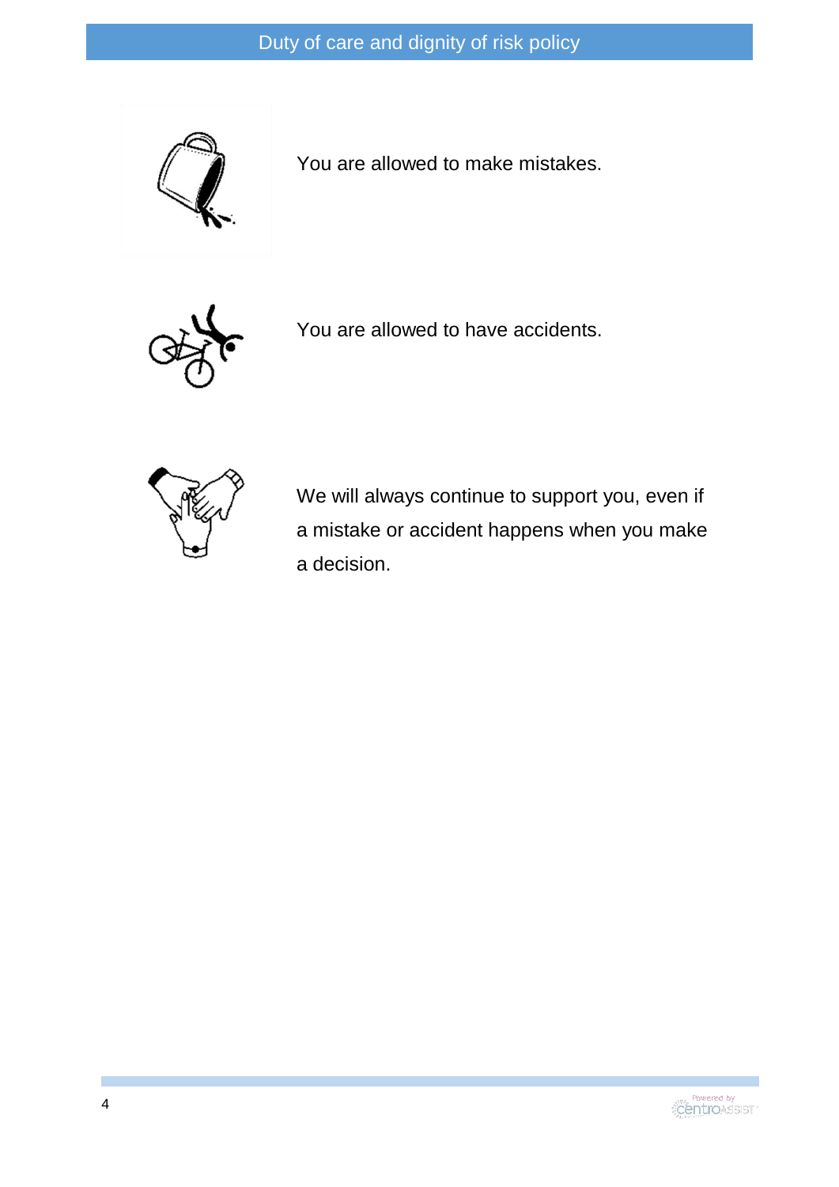You are allowed to make mistakes.

You are allowed to have accidents.

We will always continue to support you, even if a mistake or accident happens when you make a decision.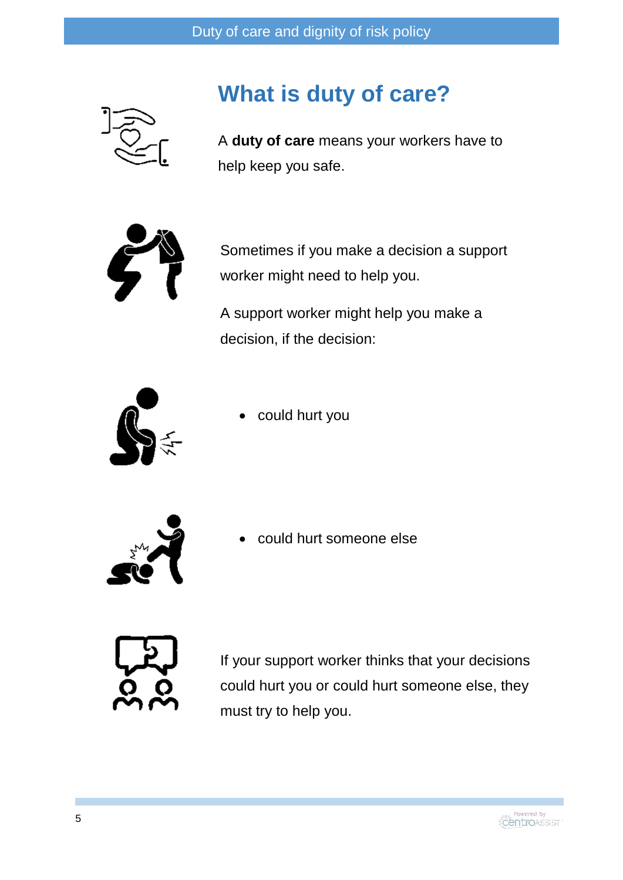# What is duty of care?

A **duty of care** means your workers have to help keep you safe.

Sometimes if you make a decision a support worker might need to help you.

A support worker might help you make a decision, if the decision:

- could hurt you
- could hurt someone else

If your support worker thinks that your decisions could hurt you or could hurt someone else, they must try to help you.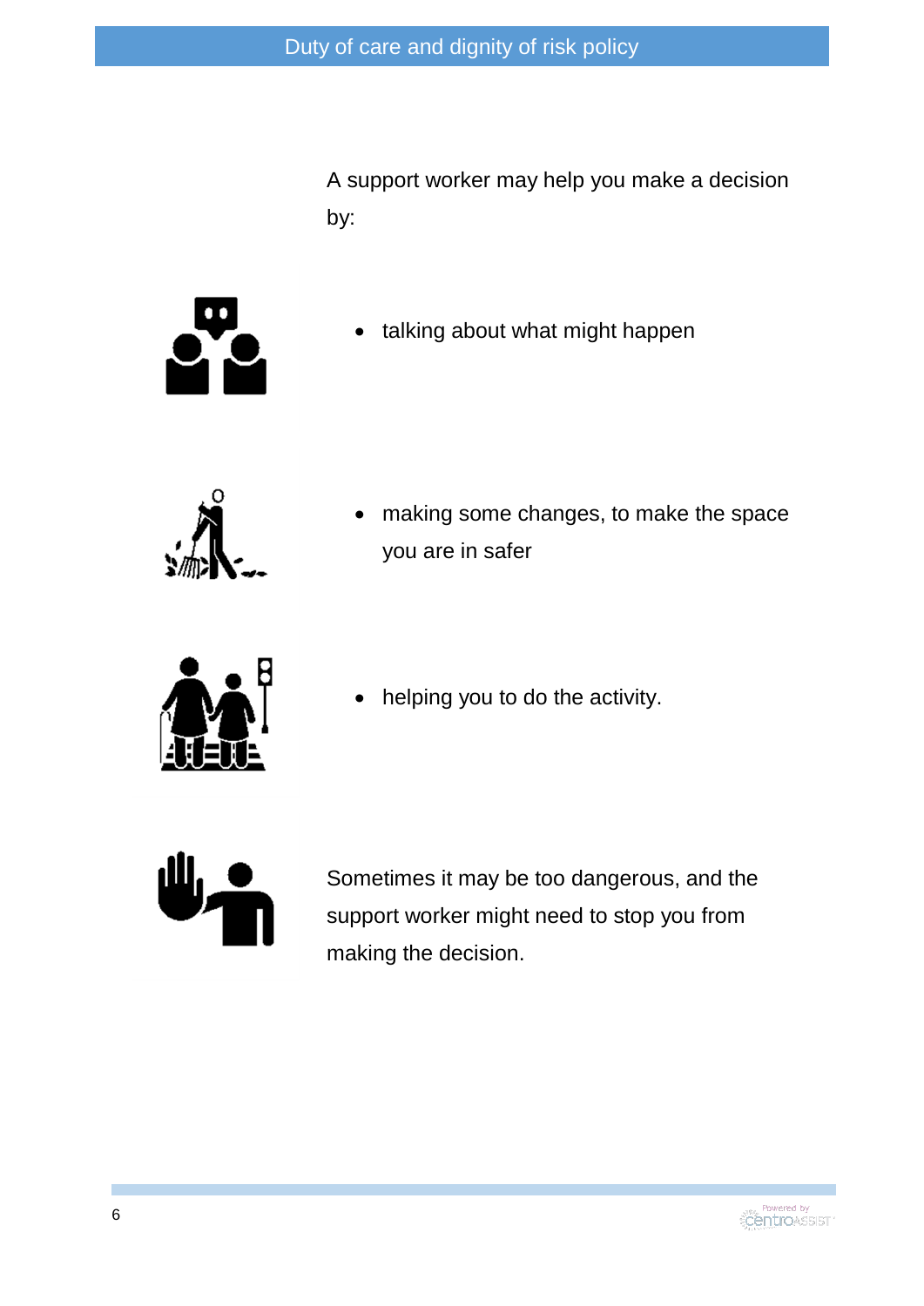A support worker may help you make a decision by:

- talking about what might happen
- making some changes, to make the space you are in safer
- helping you to do the activity.

Sometimes it may be too dangerous, and the support worker might need to stop you from making the decision.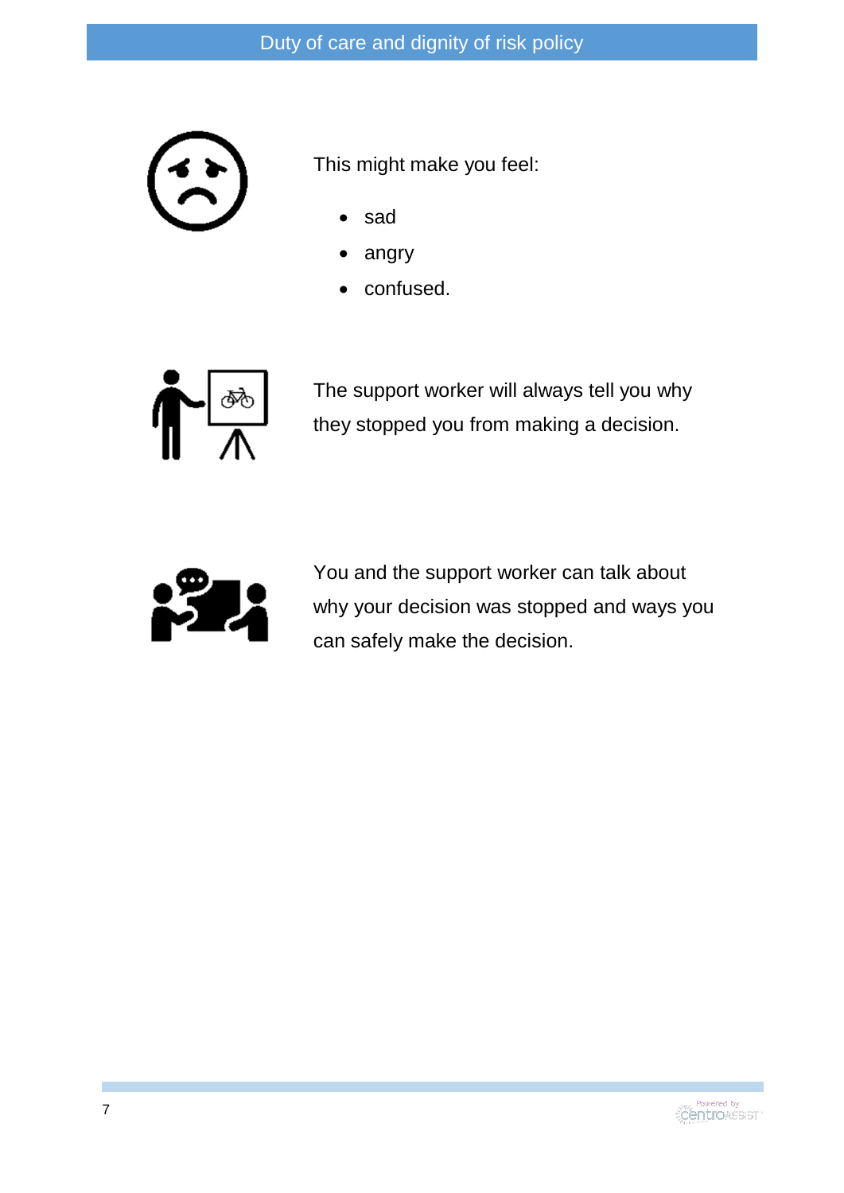This might make you feel:

- sad
- angry
- confused.

The support worker will always tell you why they stopped you from making a decision.

You and the support worker can talk about why your decision was stopped and ways you can safely make the decision.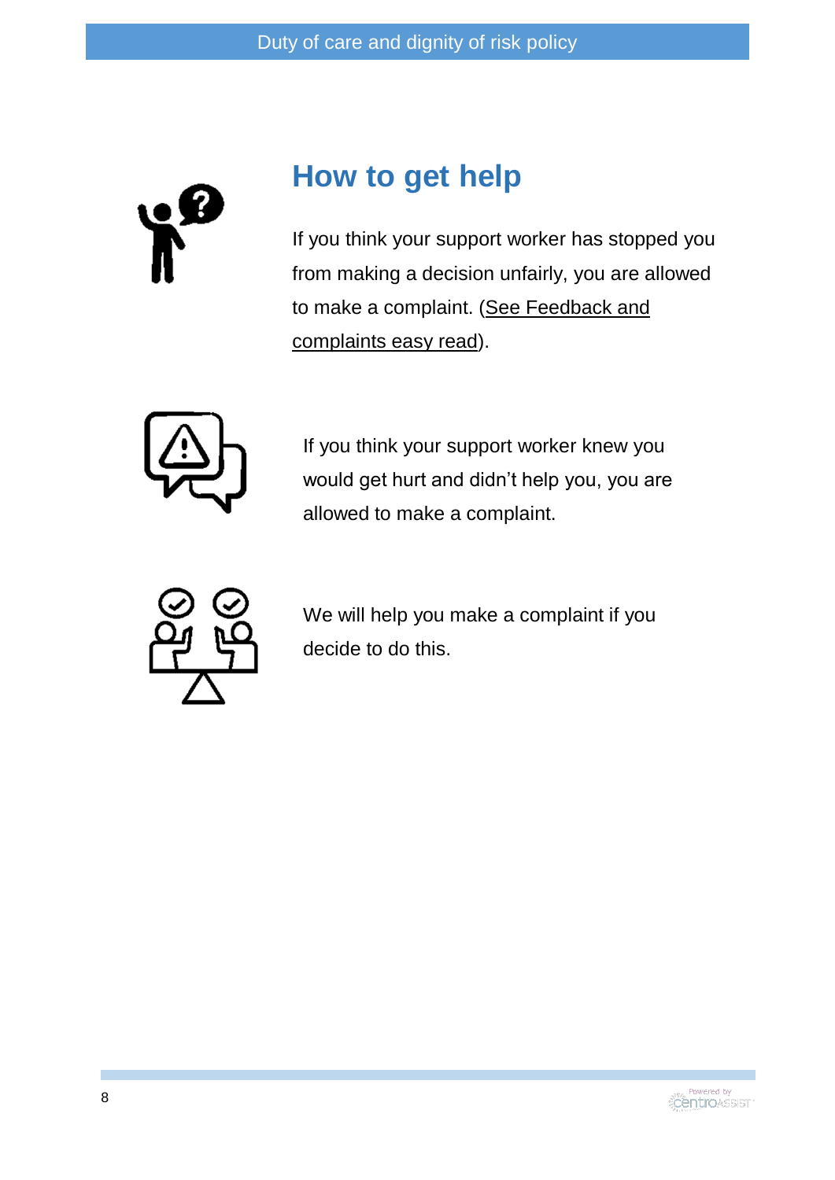## How to get help

If you think your support worker has stopped you from making a decision unfairly, you are allowed to make a complaint. (See Feedback and complaints easy read).

If you think your support worker knew you would get hurt and didn't help you, you are allowed to make a complaint.

We will help you make a complaint if you decide to do this.